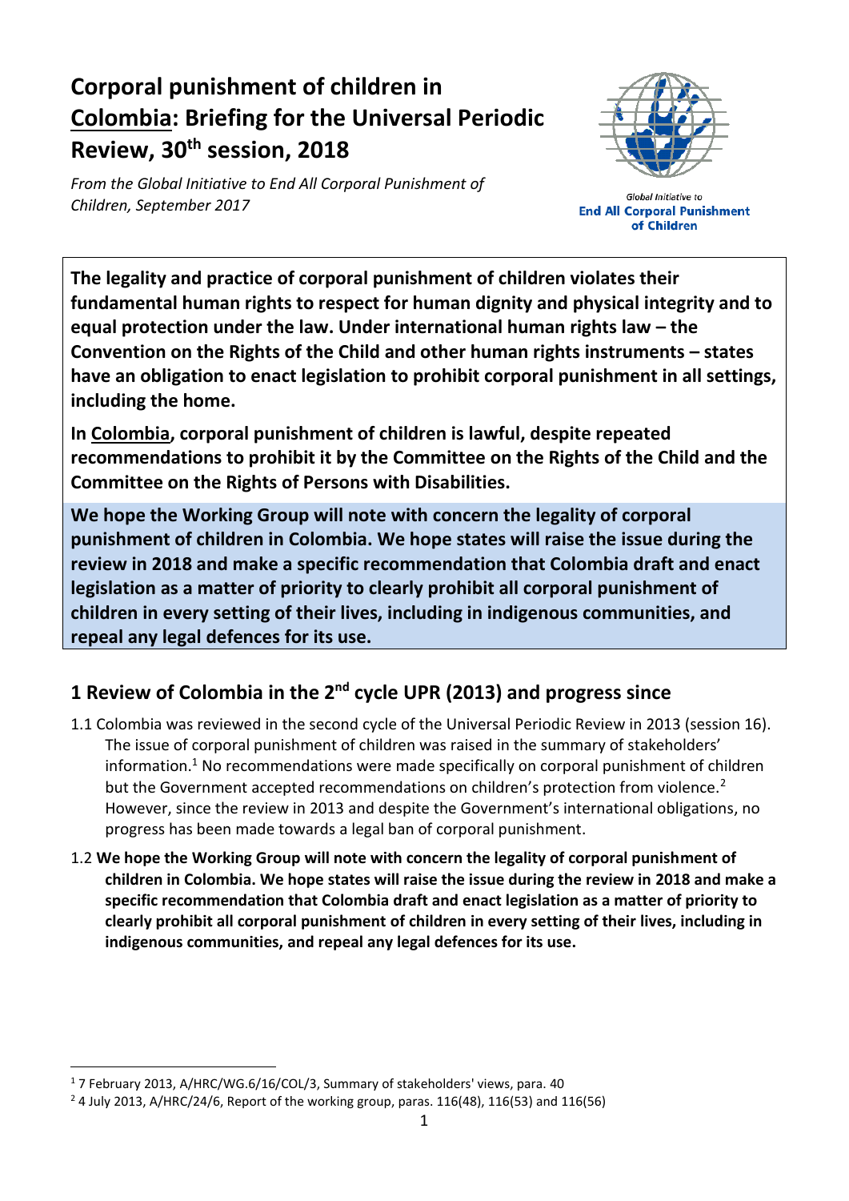# Corporal punishment of children in Colombia: Briefing for the Universal Periodic Review, 30th session, 2018

*From the Global Initiative to End All Corporal Punishment of Children, September 2017*

Global Initiative to **End All Corporal Punishment of Children**

**The legality and practice of corporal punishment of children violates their fundamental human rights to respect for human dignity and physical integrity and to equal protection under the law. Under international human rights law – the Convention on the Rights of the Child and other human rights instruments – states have an obligation to enact legislation to prohibit corporal punishment in all settings, including the home.**

**In Colombia, corporal punishment of children is lawful, despite repeated recommendations to prohibit it by the Committee on the Rights of the Child and the Committee on the Rights of Persons with Disabilities.**

**We hope the Working Group will note with concern the legality of corporal punishment of children in Colombia. We hope states will raise the issue during the review in 2018 and make a specific recommendation that Colombia draft and enact legislation as a matter of priority to clearly prohibit all corporal punishment of children in every setting of their lives, including in indigenous communities, and repeal any legal defences for its use.**

## 1 Review of Colombia in the 2nd cycle UPR (2013) and progress since

1.1 Colombia was reviewed in the second cycle of the Universal Periodic Review in 2013 (session 16). The issue of corporal punishment of children was raised in the summary of stakeholders' information.[1] No recommendations were made specifically on corporal punishment of children but the Government accepted recommendations on children's protection from violence.[2] However, since the review in 2013 and despite the Government's international obligations, no progress has been made towards a legal ban of corporal punishment.

1.2 **We hope the Working Group will note with concern the legality of corporal punishment of children in Colombia. We hope states will raise the issue during the review in 2018 and make a specific recommendation that Colombia draft and enact legislation as a matter of priority to clearly prohibit all corporal punishment of children in every setting of their lives, including in indigenous communities, and repeal any legal defences for its use.**

---

[1] 7 February 2013, A/HRC/WG.6/16/COL/3, Summary of stakeholders' views, para. 40

[2] 4 July 2013, A/HRC/24/6, Report of the working group, paras. 116(48), 116(53) and 116(56)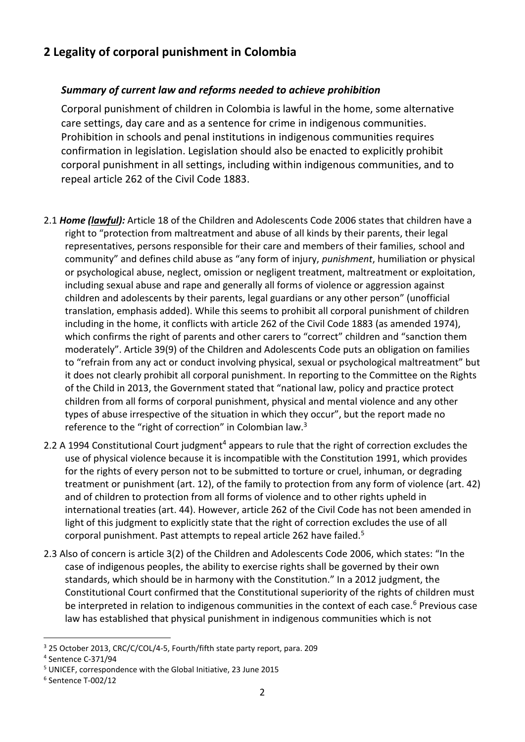## 2 Legality of corporal punishment in Colombia

### *Summary of current law and reforms needed to achieve prohibition*

Corporal punishment of children in Colombia is lawful in the home, some alternative care settings, day care and as a sentence for crime in indigenous communities. Prohibition in schools and penal institutions in indigenous communities requires confirmation in legislation. Legislation should also be enacted to explicitly prohibit corporal punishment in all settings, including within indigenous communities, and to repeal article 262 of the Civil Code 1883.

2.1 ***Home (lawful):*** Article 18 of the Children and Adolescents Code 2006 states that children have a right to "protection from maltreatment and abuse of all kinds by their parents, their legal representatives, persons responsible for their care and members of their families, school and community" and defines child abuse as "any form of injury, *punishment*, humiliation or physical or psychological abuse, neglect, omission or negligent treatment, maltreatment or exploitation, including sexual abuse and rape and generally all forms of violence or aggression against children and adolescents by their parents, legal guardians or any other person" (unofficial translation, emphasis added). While this seems to prohibit all corporal punishment of children including in the home, it conflicts with article 262 of the Civil Code 1883 (as amended 1974), which confirms the right of parents and other carers to "correct" children and "sanction them moderately". Article 39(9) of the Children and Adolescents Code puts an obligation on families to "refrain from any act or conduct involving physical, sexual or psychological maltreatment" but it does not clearly prohibit all corporal punishment. In reporting to the Committee on the Rights of the Child in 2013, the Government stated that "national law, policy and practice protect children from all forms of corporal punishment, physical and mental violence and any other types of abuse irrespective of the situation in which they occur", but the report made no reference to the "right of correction" in Colombian law.[3]

2.2 A 1994 Constitutional Court judgment[4] appears to rule that the right of correction excludes the use of physical violence because it is incompatible with the Constitution 1991, which provides for the rights of every person not to be submitted to torture or cruel, inhuman, or degrading treatment or punishment (art. 12), of the family to protection from any form of violence (art. 42) and of children to protection from all forms of violence and to other rights upheld in international treaties (art. 44). However, article 262 of the Civil Code has not been amended in light of this judgment to explicitly state that the right of correction excludes the use of all corporal punishment. Past attempts to repeal article 262 have failed.[5]

2.3 Also of concern is article 3(2) of the Children and Adolescents Code 2006, which states: "In the case of indigenous peoples, the ability to exercise rights shall be governed by their own standards, which should be in harmony with the Constitution." In a 2012 judgment, the Constitutional Court confirmed that the Constitutional superiority of the rights of children must be interpreted in relation to indigenous communities in the context of each case.[6] Previous case law has established that physical punishment in indigenous communities which is not

---

[3] 25 October 2013, CRC/C/COL/4-5, Fourth/fifth state party report, para. 209

[4] Sentence C-371/94

[5] UNICEF, correspondence with the Global Initiative, 23 June 2015

[6] Sentence T-002/12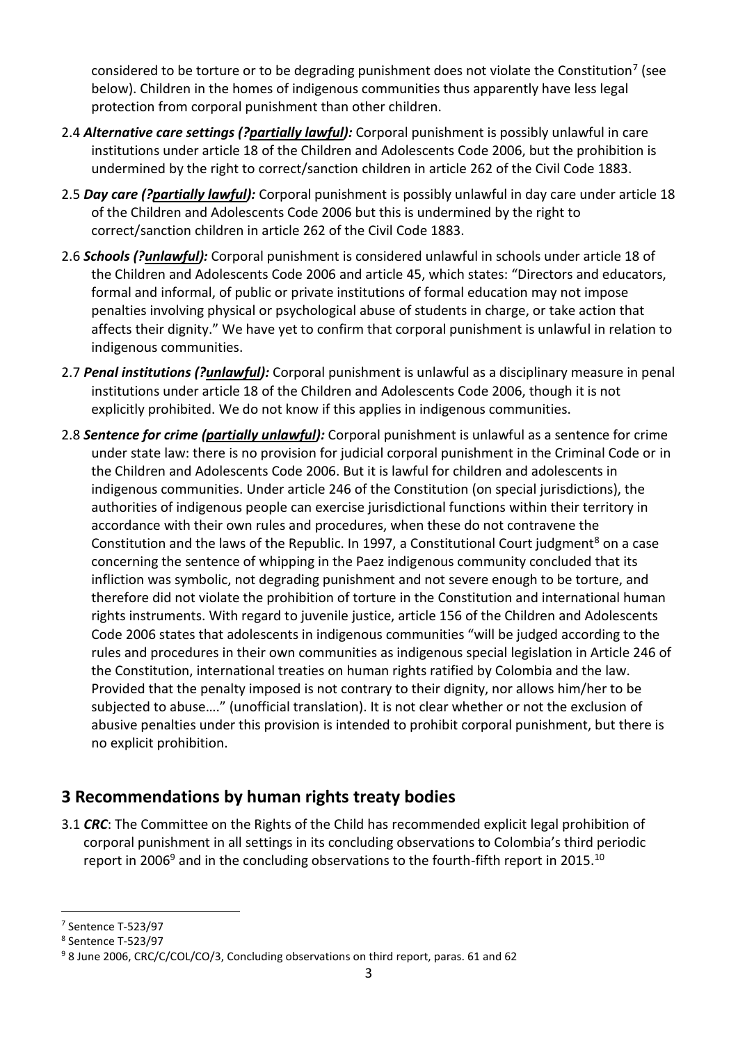considered to be torture or to be degrading punishment does not violate the Constitution[7] (see below). Children in the homes of indigenous communities thus apparently have less legal protection from corporal punishment than other children.

2.4 ***Alternative care settings (?partially lawful):*** Corporal punishment is possibly unlawful in care institutions under article 18 of the Children and Adolescents Code 2006, but the prohibition is undermined by the right to correct/sanction children in article 262 of the Civil Code 1883.

2.5 ***Day care (?partially lawful):*** Corporal punishment is possibly unlawful in day care under article 18 of the Children and Adolescents Code 2006 but this is undermined by the right to correct/sanction children in article 262 of the Civil Code 1883.

2.6 ***Schools (?unlawful):*** Corporal punishment is considered unlawful in schools under article 18 of the Children and Adolescents Code 2006 and article 45, which states: "Directors and educators, formal and informal, of public or private institutions of formal education may not impose penalties involving physical or psychological abuse of students in charge, or take action that affects their dignity." We have yet to confirm that corporal punishment is unlawful in relation to indigenous communities.

2.7 ***Penal institutions (?unlawful):*** Corporal punishment is unlawful as a disciplinary measure in penal institutions under article 18 of the Children and Adolescents Code 2006, though it is not explicitly prohibited. We do not know if this applies in indigenous communities.

2.8 ***Sentence for crime (partially unlawful):*** Corporal punishment is unlawful as a sentence for crime under state law: there is no provision for judicial corporal punishment in the Criminal Code or in the Children and Adolescents Code 2006. But it is lawful for children and adolescents in indigenous communities. Under article 246 of the Constitution (on special jurisdictions), the authorities of indigenous people can exercise jurisdictional functions within their territory in accordance with their own rules and procedures, when these do not contravene the Constitution and the laws of the Republic. In 1997, a Constitutional Court judgment[8] on a case concerning the sentence of whipping in the Paez indigenous community concluded that its infliction was symbolic, not degrading punishment and not severe enough to be torture, and therefore did not violate the prohibition of torture in the Constitution and international human rights instruments. With regard to juvenile justice, article 156 of the Children and Adolescents Code 2006 states that adolescents in indigenous communities "will be judged according to the rules and procedures in their own communities as indigenous special legislation in Article 246 of the Constitution, international treaties on human rights ratified by Colombia and the law. Provided that the penalty imposed is not contrary to their dignity, nor allows him/her to be subjected to abuse…." (unofficial translation). It is not clear whether or not the exclusion of abusive penalties under this provision is intended to prohibit corporal punishment, but there is no explicit prohibition.

## 3 Recommendations by human rights treaty bodies

3.1 ***CRC***: The Committee on the Rights of the Child has recommended explicit legal prohibition of corporal punishment in all settings in its concluding observations to Colombia's third periodic report in 2006[9] and in the concluding observations to the fourth-fifth report in 2015.[10]

---

[7] Sentence T-523/97

[8] Sentence T-523/97

[9] 8 June 2006, CRC/C/COL/CO/3, Concluding observations on third report, paras. 61 and 62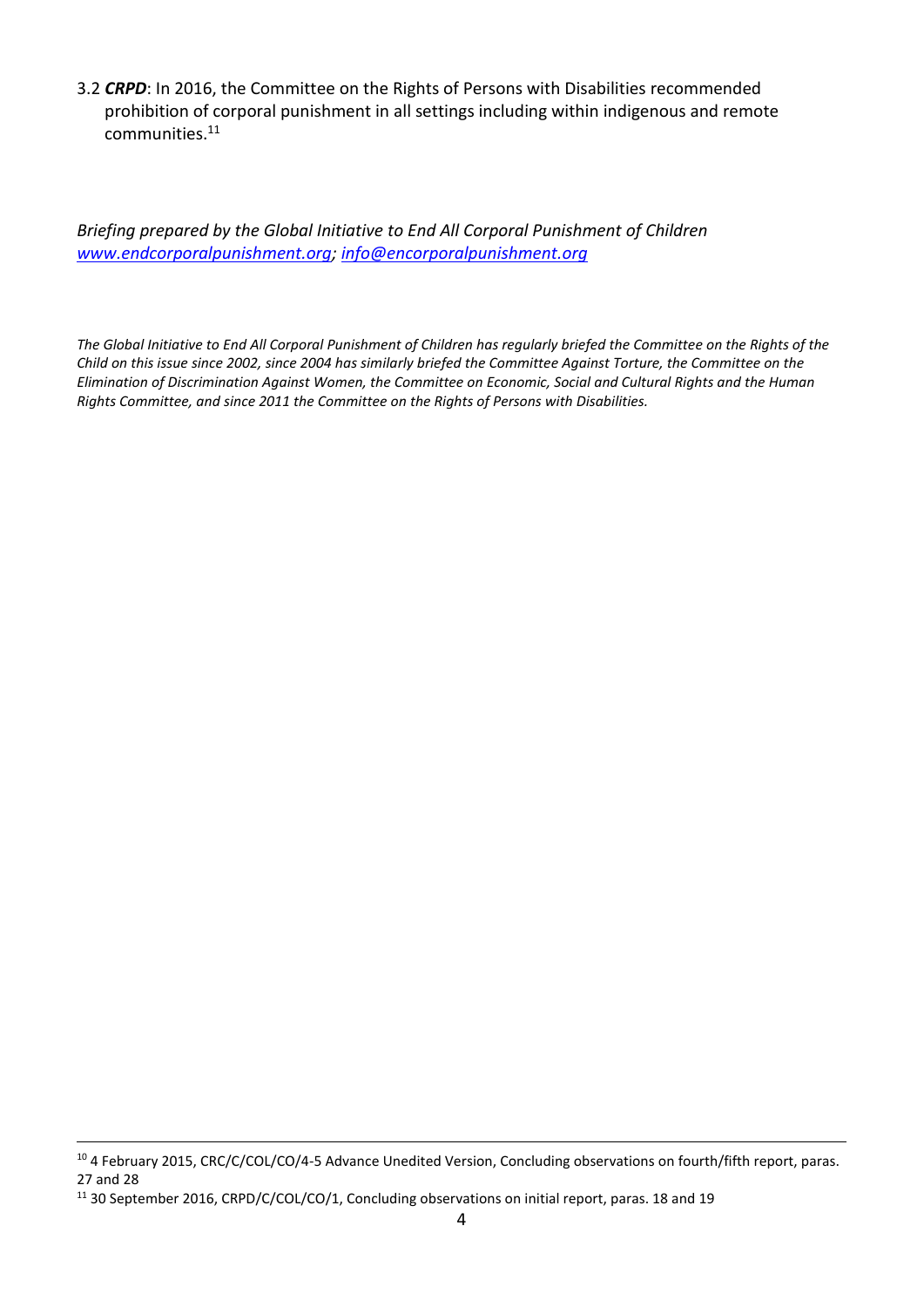3.2 ***CRPD***: In 2016, the Committee on the Rights of Persons with Disabilities recommended prohibition of corporal punishment in all settings including within indigenous and remote communities.[11]

*Briefing prepared by the Global Initiative to End All Corporal Punishment of Children*
*www.endcorporalpunishment.org; info@encorporalpunishment.org*

*The Global Initiative to End All Corporal Punishment of Children has regularly briefed the Committee on the Rights of the Child on this issue since 2002, since 2004 has similarly briefed the Committee Against Torture, the Committee on the Elimination of Discrimination Against Women, the Committee on Economic, Social and Cultural Rights and the Human Rights Committee, and since 2011 the Committee on the Rights of Persons with Disabilities.*

---

[10] 4 February 2015, CRC/C/COL/CO/4-5 Advance Unedited Version, Concluding observations on fourth/fifth report, paras. 27 and 28

[11] 30 September 2016, CRPD/C/COL/CO/1, Concluding observations on initial report, paras. 18 and 19